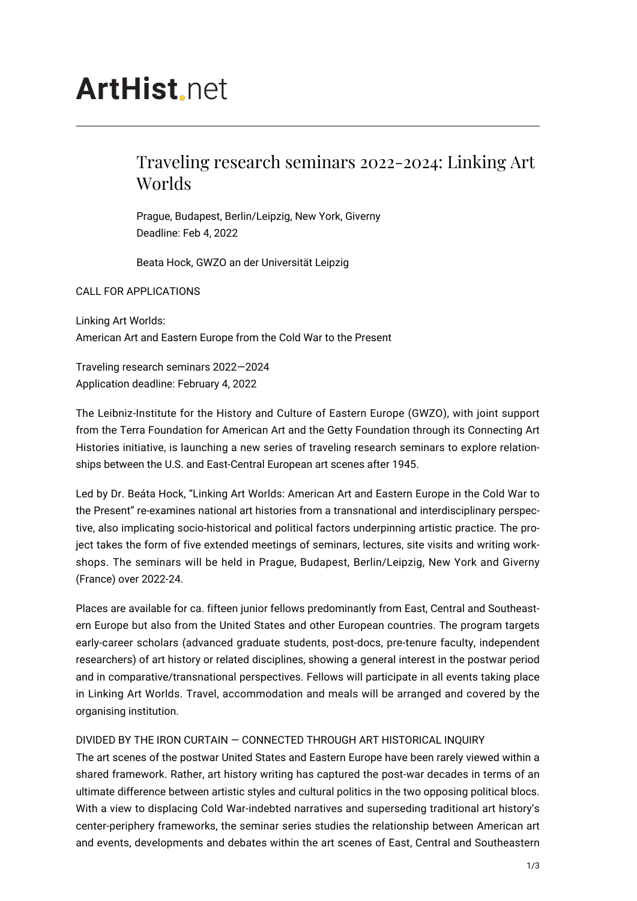# ArtHist.net

## Traveling research seminars 2022-2024: Linking Art Worlds

Prague, Budapest, Berlin/Leipzig, New York, Giverny
Deadline: Feb 4, 2022

Beata Hock, GWZO an der Universität Leipzig

CALL FOR APPLICATIONS

Linking Art Worlds:
American Art and Eastern Europe from the Cold War to the Present

Traveling research seminars 2022—2024
Application deadline: February 4, 2022

The Leibniz-Institute for the History and Culture of Eastern Europe (GWZO), with joint support from the Terra Foundation for American Art and the Getty Foundation through its Connecting Art Histories initiative, is launching a new series of traveling research seminars to explore relationships between the U.S. and East-Central European art scenes after 1945.

Led by Dr. Beáta Hock, "Linking Art Worlds: American Art and Eastern Europe in the Cold War to the Present" re-examines national art histories from a transnational and interdisciplinary perspective, also implicating socio-historical and political factors underpinning artistic practice. The project takes the form of five extended meetings of seminars, lectures, site visits and writing workshops. The seminars will be held in Prague, Budapest, Berlin/Leipzig, New York and Giverny (France) over 2022-24.

Places are available for ca. fifteen junior fellows predominantly from East, Central and Southeastern Europe but also from the United States and other European countries. The program targets early-career scholars (advanced graduate students, post-docs, pre-tenure faculty, independent researchers) of art history or related disciplines, showing a general interest in the postwar period and in comparative/transnational perspectives. Fellows will participate in all events taking place in Linking Art Worlds. Travel, accommodation and meals will be arranged and covered by the organising institution.

DIVIDED BY THE IRON CURTAIN — CONNECTED THROUGH ART HISTORICAL INQUIRY

The art scenes of the postwar United States and Eastern Europe have been rarely viewed within a shared framework. Rather, art history writing has captured the post-war decades in terms of an ultimate difference between artistic styles and cultural politics in the two opposing political blocs. With a view to displacing Cold War-indebted narratives and superseding traditional art history's center-periphery frameworks, the seminar series studies the relationship between American art and events, developments and debates within the art scenes of East, Central and Southeastern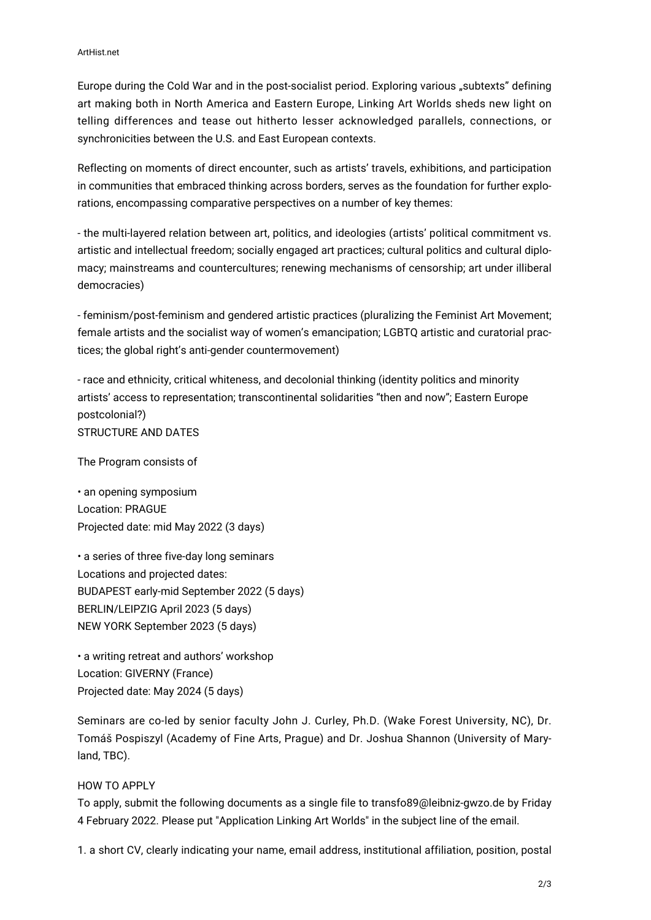Europe during the Cold War and in the post-socialist period. Exploring various „subtexts" defining art making both in North America and Eastern Europe, Linking Art Worlds sheds new light on telling differences and tease out hitherto lesser acknowledged parallels, connections, or synchronicities between the U.S. and East European contexts.

Reflecting on moments of direct encounter, such as artists' travels, exhibitions, and participation in communities that embraced thinking across borders, serves as the foundation for further explorations, encompassing comparative perspectives on a number of key themes:

- the multi-layered relation between art, politics, and ideologies (artists' political commitment vs. artistic and intellectual freedom; socially engaged art practices; cultural politics and cultural diplomacy; mainstreams and countercultures; renewing mechanisms of censorship; art under illiberal democracies)

- feminism/post-feminism and gendered artistic practices (pluralizing the Feminist Art Movement; female artists and the socialist way of women's emancipation; LGBTQ artistic and curatorial practices; the global right's anti-gender countermovement)

- race and ethnicity, critical whiteness, and decolonial thinking (identity politics and minority artists' access to representation; transcontinental solidarities "then and now"; Eastern Europe postcolonial?)

STRUCTURE AND DATES

The Program consists of

• an opening symposium
Location: PRAGUE
Projected date: mid May 2022 (3 days)

• a series of three five-day long seminars
Locations and projected dates:
BUDAPEST early-mid September 2022 (5 days)
BERLIN/LEIPZIG April 2023 (5 days)
NEW YORK September 2023 (5 days)

• a writing retreat and authors' workshop
Location: GIVERNY (France)
Projected date: May 2024 (5 days)

Seminars are co-led by senior faculty John J. Curley, Ph.D. (Wake Forest University, NC), Dr. Tomáš Pospiszyl (Academy of Fine Arts, Prague) and Dr. Joshua Shannon (University of Maryland, TBC).

HOW TO APPLY

To apply, submit the following documents as a single file to transfo89@leibniz-gwzo.de by Friday 4 February 2022. Please put "Application Linking Art Worlds" in the subject line of the email.

1. a short CV, clearly indicating your name, email address, institutional affiliation, position, postal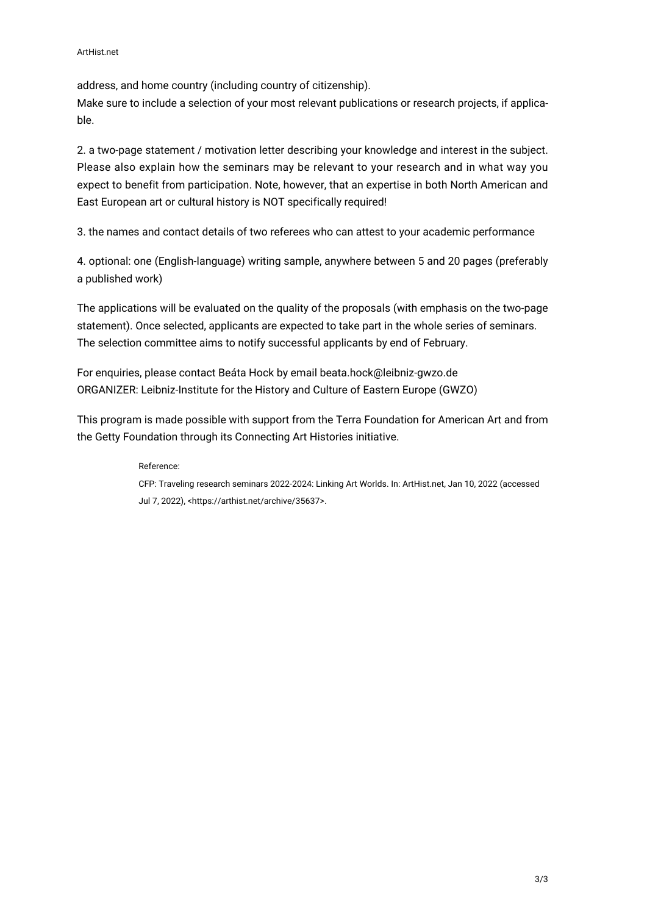address, and home country (including country of citizenship).
Make sure to include a selection of your most relevant publications or research projects, if applicable.

2. a two-page statement / motivation letter describing your knowledge and interest in the subject. Please also explain how the seminars may be relevant to your research and in what way you expect to benefit from participation. Note, however, that an expertise in both North American and East European art or cultural history is NOT specifically required!

3. the names and contact details of two referees who can attest to your academic performance

4. optional: one (English-language) writing sample, anywhere between 5 and 20 pages (preferably a published work)

The applications will be evaluated on the quality of the proposals (with emphasis on the two-page statement). Once selected, applicants are expected to take part in the whole series of seminars. The selection committee aims to notify successful applicants by end of February.

For enquiries, please contact Beáta Hock by email beata.hock@leibniz-gwzo.de
ORGANIZER: Leibniz-Institute for the History and Culture of Eastern Europe (GWZO)

This program is made possible with support from the Terra Foundation for American Art and from the Getty Foundation through its Connecting Art Histories initiative.

Reference:

CFP: Traveling research seminars 2022-2024: Linking Art Worlds. In: ArtHist.net, Jan 10, 2022 (accessed Jul 7, 2022), <https://arthist.net/archive/35637>.